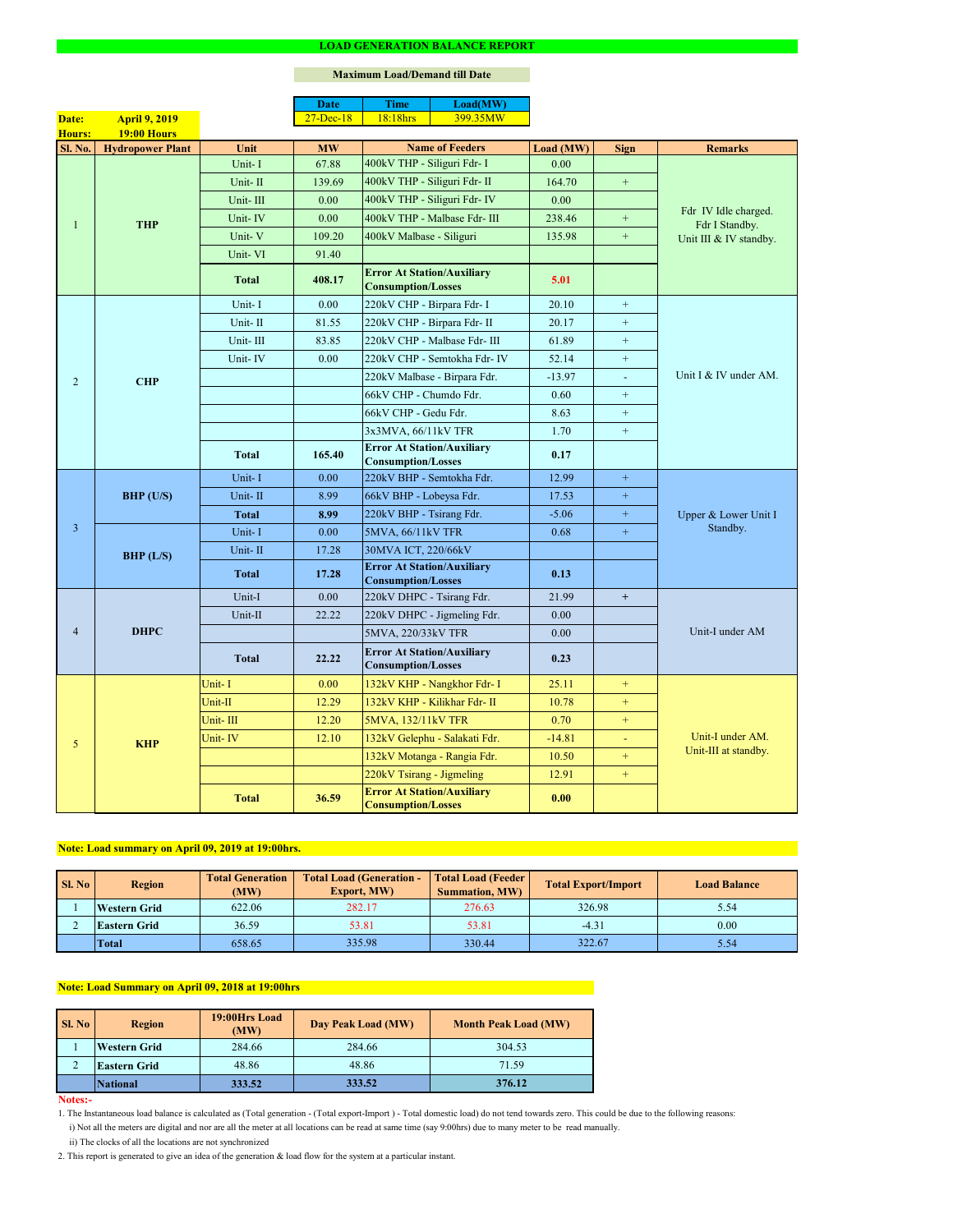# LOAD GENERATION BALANCE REPORT

**Maximum Load/Demand till Date**

| Date | Time | Load(MW) |
|---|---|---|
| 27-Dec-18 | 18:18hrs | 399.35MW |

**Date:** April 9, 2019
**Hours:** 19:00 Hours

| Sl. No. | Hydropower Plant | Unit | MW | Name of Feeders | Load (MW) | Sign | Remarks |
|---|---|---|---|---|---|---|---|
| 1 | THP | Unit- I | 67.88 | 400kV THP - Siliguri Fdr- I | 0.00 | | Fdr IV Idle charged. Fdr I Standby. Unit III & IV standby. |
| | | Unit- II | 139.69 | 400kV THP - Siliguri Fdr- II | 164.70 | + | |
| | | Unit- III | 0.00 | 400kV THP - Siliguri Fdr- IV | 0.00 | | |
| | | Unit- IV | 0.00 | 400kV THP - Malbase Fdr- III | 238.46 | + | |
| | | Unit- V | 109.20 | 400kV Malbase - Siliguri | 135.98 | + | |
| | | Unit- VI | 91.40 | | | | |
| | | **Total** | **408.17** | **Error At Station/Auxiliary Consumption/Losses** | **5.01** | | |
| 2 | CHP | Unit- I | 0.00 | 220kV CHP - Birpara Fdr- I | 20.10 | + | Unit I & IV under AM. |
| | | Unit- II | 81.55 | 220kV CHP - Birpara Fdr- II | 20.17 | + | |
| | | Unit- III | 83.85 | 220kV CHP - Malbase Fdr- III | 61.89 | + | |
| | | Unit- IV | 0.00 | 220kV CHP - Semtokha Fdr- IV | 52.14 | + | |
| | | | | 220kV Malbase - Birpara Fdr. | -13.97 | - | |
| | | | | 66kV CHP - Chumdo Fdr. | 0.60 | + | |
| | | | | 66kV CHP - Gedu Fdr. | 8.63 | + | |
| | | | | 3x3MVA, 66/11kV TFR | 1.70 | + | |
| | | **Total** | **165.40** | **Error At Station/Auxiliary Consumption/Losses** | **0.17** | | |
| 3 | BHP (U/S) | Unit- I | 0.00 | 220kV BHP - Semtokha Fdr. | 12.99 | + | Upper & Lower Unit I Standby. |
| | | Unit- II | 8.99 | 66kV BHP - Lobeysa Fdr. | 17.53 | + | |
| | | **Total** | **8.99** | 220kV BHP - Tsirang Fdr. | -5.06 | + | |
| | BHP (L/S) | Unit- I | 0.00 | 5MVA, 66/11kV TFR | 0.68 | + | |
| | | Unit- II | 17.28 | 30MVA ICT, 220/66kV | | | |
| | | **Total** | **17.28** | **Error At Station/Auxiliary Consumption/Losses** | **0.13** | | |
| 4 | DHPC | Unit-I | 0.00 | 220kV DHPC - Tsirang Fdr. | 21.99 | + | Unit-I under AM |
| | | Unit-II | 22.22 | 220kV DHPC - Jigmeling Fdr. | 0.00 | | |
| | | | | 5MVA, 220/33kV TFR | 0.00 | | |
| | | **Total** | **22.22** | **Error At Station/Auxiliary Consumption/Losses** | **0.23** | | |
| 5 | KHP | Unit- I | 0.00 | 132kV KHP - Nangkhor Fdr- I | 25.11 | + | Unit-I under AM. Unit-III at standby. |
| | | Unit-II | 12.29 | 132kV KHP - Kilikhar Fdr- II | 10.78 | + | |
| | | Unit- III | 12.20 | 5MVA, 132/11kV TFR | 0.70 | + | |
| | | Unit- IV | 12.10 | 132kV Gelephu - Salakati Fdr. | -14.81 | - | |
| | | | | 132kV Motanga - Rangia Fdr. | 10.50 | + | |
| | | | | 220kV Tsirang - Jigmeling | 12.91 | + | |
| | | **Total** | **36.59** | **Error At Station/Auxiliary Consumption/Losses** | **0.00** | | |

**Note: Load summary on April 09, 2019 at 19:00hrs.**

| Sl. No | Region | Total Generation (MW) | Total Load (Generation - Export, MW) | Total Load (Feeder Summation, MW) | Total Export/Import | Load Balance |
|---|---|---|---|---|---|---|
| 1 | Western Grid | 622.06 | 282.17 | 276.63 | 326.98 | 5.54 |
| 2 | Eastern Grid | 36.59 | 53.81 | 53.81 | -4.31 | 0.00 |
| | Total | 658.65 | 335.98 | 330.44 | 322.67 | 5.54 |

**Note: Load Summary on April 09, 2018 at 19:00hrs**

| Sl. No | Region | 19:00Hrs Load (MW) | Day Peak Load (MW) | Month Peak Load (MW) |
|---|---|---|---|---|
| 1 | Western Grid | 284.66 | 284.66 | 304.53 |
| 2 | Eastern Grid | 48.86 | 48.86 | 71.59 |
| | National | **333.52** | **333.52** | **376.12** |

**Notes:-**

1. The Instantaneous load balance is calculated as (Total generation - (Total export-Import ) - Total domestic load) do not tend towards zero. This could be due to the following reasons:
   i) Not all the meters are digital and nor are all the meter at all locations can be read at same time (say 9:00hrs) due to many meter to be read manually.
   ii) The clocks of all the locations are not synchronized
2. This report is generated to give an idea of the generation & load flow for the system at a particular instant.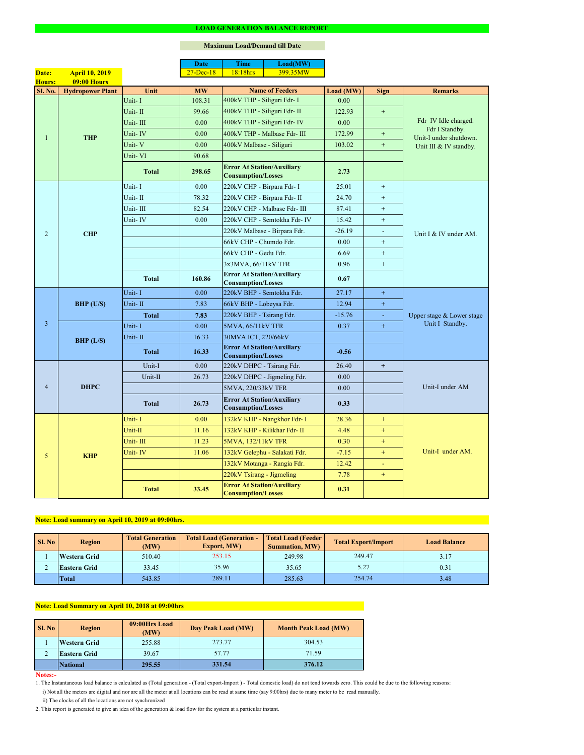# LOAD GENERATION BALANCE REPORT

**Maximum Load/Demand till Date**

| Date | Time | Load(MW) |
|---|---|---|
| 27-Dec-18 | 18:18hrs | 399.35MW |

**Date:** April 10, 2019
**Hours:** 09:00 Hours

| Sl. No. | Hydropower Plant | Unit | MW | Name of Feeders | Load (MW) | Sign | Remarks |
|---|---|---|---|---|---|---|---|
| 1 | THP | Unit- I | 108.31 | 400kV THP - Siliguri Fdr- I | 0.00 | | Fdr IV Idle charged. Fdr I Standby. Unit-I under shutdown. Unit III & IV standby. |
| | | Unit- II | 99.66 | 400kV THP - Siliguri Fdr- II | 122.93 | + | |
| | | Unit- III | 0.00 | 400kV THP - Siliguri Fdr- IV | 0.00 | | |
| | | Unit- IV | 0.00 | 400kV THP - Malbase Fdr- III | 172.99 | + | |
| | | Unit- V | 0.00 | 400kV Malbase - Siliguri | 103.02 | + | |
| | | Unit- VI | 90.68 | | | | |
| | | Total | 298.65 | Error At Station/Auxiliary Consumption/Losses | 2.73 | | |
| 2 | CHP | Unit- I | 0.00 | 220kV CHP - Birpara Fdr- I | 25.01 | + | Unit I & IV under AM. |
| | | Unit- II | 78.32 | 220kV CHP - Birpara Fdr- II | 24.70 | + | |
| | | Unit- III | 82.54 | 220kV CHP - Malbase Fdr- III | 87.41 | + | |
| | | Unit- IV | 0.00 | 220kV CHP - Semtokha Fdr- IV | 15.42 | + | |
| | | | | 220kV Malbase - Birpara Fdr. | -26.19 | - | |
| | | | | 66kV CHP - Chumdo Fdr. | 0.00 | + | |
| | | | | 66kV CHP - Gedu Fdr. | 6.69 | + | |
| | | | | 3x3MVA, 66/11kV TFR | 0.96 | + | |
| | | Total | 160.86 | Error At Station/Auxiliary Consumption/Losses | 0.67 | | |
| 3 | BHP (U/S) | Unit- I | 0.00 | 220kV BHP - Semtokha Fdr. | 27.17 | + | Upper stage & Lower stage Unit I Standby. |
| | | Unit- II | 7.83 | 66kV BHP - Lobeysa Fdr. | 12.94 | + | |
| | | Total | 7.83 | 220kV BHP - Tsirang Fdr. | -15.76 | - | |
| | BHP (L/S) | Unit- I | 0.00 | 5MVA, 66/11kV TFR | 0.37 | + | |
| | | Unit- II | 16.33 | 30MVA ICT, 220/66kV | | | |
| | | Total | 16.33 | Error At Station/Auxiliary Consumption/Losses | -0.56 | | |
| 4 | DHPC | Unit-I | 0.00 | 220kV DHPC - Tsirang Fdr. | 26.40 | + | Unit-I under AM |
| | | Unit-II | 26.73 | 220kV DHPC - Jigmeling Fdr. | 0.00 | | |
| | | | | 5MVA, 220/33kV TFR | 0.00 | | |
| | | Total | 26.73 | Error At Station/Auxiliary Consumption/Losses | 0.33 | | |
| 5 | KHP | Unit- I | 0.00 | 132kV KHP - Nangkhor Fdr- I | 28.36 | + | Unit-I under AM. |
| | | Unit-II | 11.16 | 132kV KHP - Kilikhar Fdr- II | 4.48 | + | |
| | | Unit- III | 11.23 | 5MVA, 132/11kV TFR | 0.30 | + | |
| | | Unit- IV | 11.06 | 132kV Gelephu - Salakati Fdr. | -7.15 | + | |
| | | | | 132kV Motanga - Rangia Fdr. | 12.42 | - | |
| | | | | 220kV Tsirang - Jigmeling | 7.78 | + | |
| | | Total | 33.45 | Error At Station/Auxiliary Consumption/Losses | 0.31 | | |

**Note: Load summary on April 10, 2019 at 09:00hrs.**

| Sl. No | Region | Total Generation (MW) | Total Load (Generation - Export, MW) | Total Load (Feeder Summation, MW) | Total Export/Import | Load Balance |
|---|---|---|---|---|---|---|
| 1 | Western Grid | 510.40 | 253.15 | 249.98 | 249.47 | 3.17 |
| 2 | Eastern Grid | 33.45 | 35.96 | 35.65 | 5.27 | 0.31 |
| | Total | 543.85 | 289.11 | 285.63 | 254.74 | 3.48 |

**Note: Load Summary on April 10, 2018 at 09:00hrs**

| Sl. No | Region | 09:00Hrs Load (MW) | Day Peak Load (MW) | Month Peak Load (MW) |
|---|---|---|---|---|
| 1 | Western Grid | 255.88 | 273.77 | 304.53 |
| 2 | Eastern Grid | 39.67 | 57.77 | 71.59 |
| | National | 295.55 | 331.54 | 376.12 |

**Notes:-**

1. The Instantaneous load balance is calculated as (Total generation - (Total export-Import ) - Total domestic load) do not tend towards zero. This could be due to the following reasons:
   i) Not all the meters are digital and nor are all the meter at all locations can be read at same time (say 9:00hrs) due to many meter to be read manually.
   ii) The clocks of all the locations are not synchronized
2. This report is generated to give an idea of the generation & load flow for the system at a particular instant.